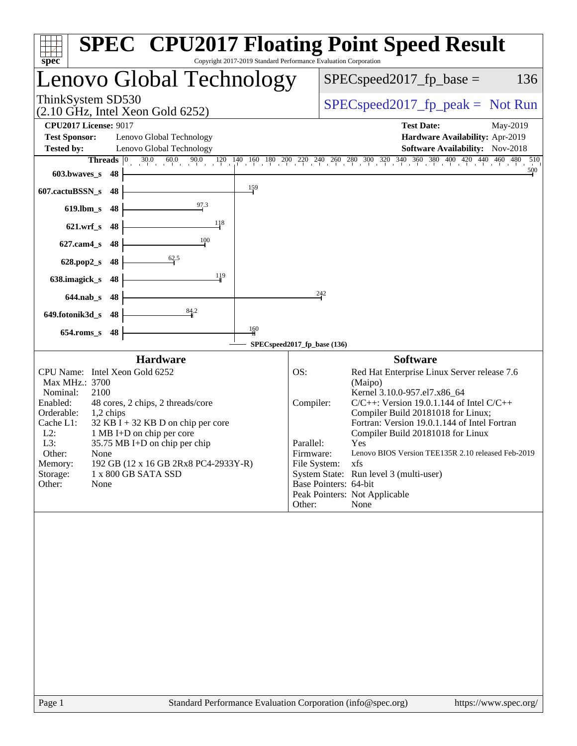# SPEC CPU2017 Floating Point Speed Result

Copyright 2017-2019 Standard Performance Evaluation Corporation

## Lenovo Global Technology

ThinkSystem SD530
(2.10 GHz, Intel Xeon Gold 6252)

SPECspeed2017_fp_base = 136

SPECspeed2017_fp_peak = Not Run

**CPU2017 License:** 9017
**Test Sponsor:** Lenovo Global Technology
**Tested by:** Lenovo Global Technology

**Test Date:** May-2019
**Hardware Availability:** Apr-2019
**Software Availability:** Nov-2018

| Benchmark | Threads | Base |
|---|---|---|
| 603.bwaves_s | 48 | 500 |
| 607.cactuBSSN_s | 48 | 159 |
| 619.lbm_s | 48 | 97.3 |
| 621.wrf_s | 48 | 118 |
| 627.cam4_s | 48 | 100 |
| 628.pop2_s | 48 | 62.5 |
| 638.imagick_s | 48 | 119 |
| 644.nab_s | 48 | 242 |
| 649.fotonik3d_s | 48 | 84.2 |
| 654.roms_s | 48 | 160 |

SPECspeed2017_fp_base (136)

### Hardware

| | |
|---|---|
| CPU Name: | Intel Xeon Gold 6252 |
| Max MHz.: | 3700 |
| Nominal: | 2100 |
| Enabled: | 48 cores, 2 chips, 2 threads/core |
| Orderable: | 1,2 chips |
| Cache L1: | 32 KB I + 32 KB D on chip per core |
| L2: | 1 MB I+D on chip per core |
| L3: | 35.75 MB I+D on chip per chip |
| Other: | None |
| Memory: | 192 GB (12 x 16 GB 2Rx8 PC4-2933Y-R) |
| Storage: | 1 x 800 GB SATA SSD |
| Other: | None |

### Software

| | |
|---|---|
| OS: | Red Hat Enterprise Linux Server release 7.6 (Maipo) Kernel 3.10.0-957.el7.x86_64 |
| Compiler: | C/C++: Version 19.0.1.144 of Intel C/C++ Compiler Build 20181018 for Linux; Fortran: Version 19.0.1.144 of Intel Fortran Compiler Build 20181018 for Linux |
| Parallel: | Yes |
| Firmware: | Lenovo BIOS Version TEE135R 2.10 released Feb-2019 |
| File System: | xfs |
| System State: | Run level 3 (multi-user) |
| Base Pointers: | 64-bit |
| Peak Pointers: | Not Applicable |
| Other: | None |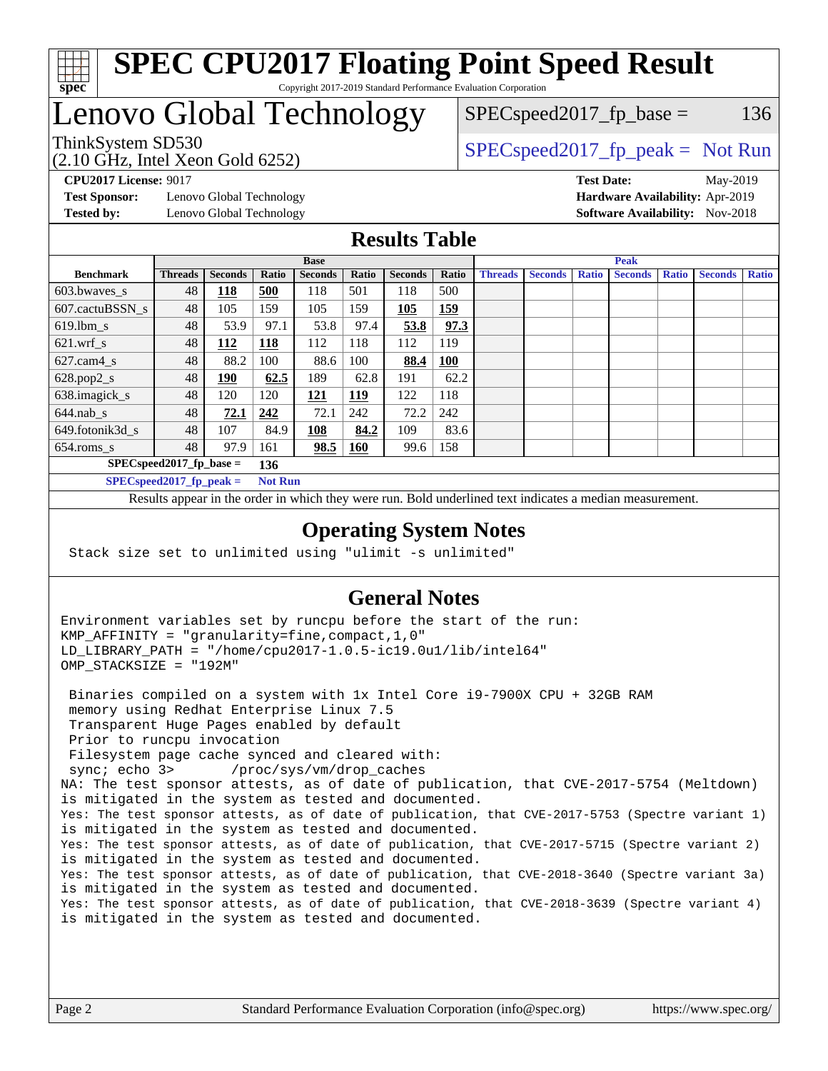# SPEC CPU2017 Floating Point Speed Result

Copyright 2017-2019 Standard Performance Evaluation Corporation

# Lenovo Global Technology

ThinkSystem SD530
(2.10 GHz, Intel Xeon Gold 6252)

SPECspeed2017_fp_base = 136

SPECspeed2017_fp_peak = Not Run

**CPU2017 License:** 9017
**Test Sponsor:** Lenovo Global Technology
**Tested by:** Lenovo Global Technology

**Test Date:** May-2019
**Hardware Availability:** Apr-2019
**Software Availability:** Nov-2018

## Results Table

| | Base | | | | | | | Peak | | | | | | |
|---|---|---|---|---|---|---|---|---|---|---|---|---|---|---|
| **Benchmark** | **Threads** | **Seconds** | **Ratio** | **Seconds** | **Ratio** | **Seconds** | **Ratio** | **Threads** | **Seconds** | **Ratio** | **Seconds** | **Ratio** | **Seconds** | **Ratio** |
| 603.bwaves_s | 48 | **118** | **500** | 118 | 501 | 118 | 500 | | | | | | | |
| 607.cactuBSSN_s | 48 | 105 | 159 | 105 | 159 | **105** | **159** | | | | | | | |
| 619.lbm_s | 48 | 53.9 | 97.1 | 53.8 | 97.4 | **53.8** | **97.3** | | | | | | | |
| 621.wrf_s | 48 | **112** | **118** | 112 | 118 | 112 | 119 | | | | | | | |
| 627.cam4_s | 48 | 88.2 | 100 | 88.6 | 100 | **88.4** | **100** | | | | | | | |
| 628.pop2_s | 48 | **190** | **62.5** | 189 | 62.8 | 191 | 62.2 | | | | | | | |
| 638.imagick_s | 48 | 120 | 120 | **121** | **119** | 122 | 118 | | | | | | | |
| 644.nab_s | 48 | **72.1** | **242** | 72.1 | 242 | 72.2 | 242 | | | | | | | |
| 649.fotonik3d_s | 48 | 107 | 84.9 | **108** | **84.2** | 109 | 83.6 | | | | | | | |
| 654.roms_s | 48 | 97.9 | 161 | **98.5** | **160** | 99.6 | 158 | | | | | | | |

**SPECspeed2017_fp_base =** **136**

**SPECspeed2017_fp_peak =** **Not Run**

Results appear in the order in which they were run. Bold underlined text indicates a median measurement.

## Operating System Notes

```
Stack size set to unlimited using "ulimit -s unlimited"
```

## General Notes

```
Environment variables set by runcpu before the start of the run:
KMP_AFFINITY = "granularity=fine,compact,1,0"
LD_LIBRARY_PATH = "/home/cpu2017-1.0.5-ic19.0u1/lib/intel64"
OMP_STACKSIZE = "192M"

 Binaries compiled on a system with 1x Intel Core i9-7900X CPU + 32GB RAM
 memory using Redhat Enterprise Linux 7.5
 Transparent Huge Pages enabled by default
 Prior to runcpu invocation
 Filesystem page cache synced and cleared with:
 sync; echo 3>       /proc/sys/vm/drop_caches
NA: The test sponsor attests, as of date of publication, that CVE-2017-5754 (Meltdown)
is mitigated in the system as tested and documented.
Yes: The test sponsor attests, as of date of publication, that CVE-2017-5753 (Spectre variant 1)
is mitigated in the system as tested and documented.
Yes: The test sponsor attests, as of date of publication, that CVE-2017-5715 (Spectre variant 2)
is mitigated in the system as tested and documented.
Yes: The test sponsor attests, as of date of publication, that CVE-2018-3640 (Spectre variant 3a)
is mitigated in the system as tested and documented.
Yes: The test sponsor attests, as of date of publication, that CVE-2018-3639 (Spectre variant 4)
is mitigated in the system as tested and documented.
```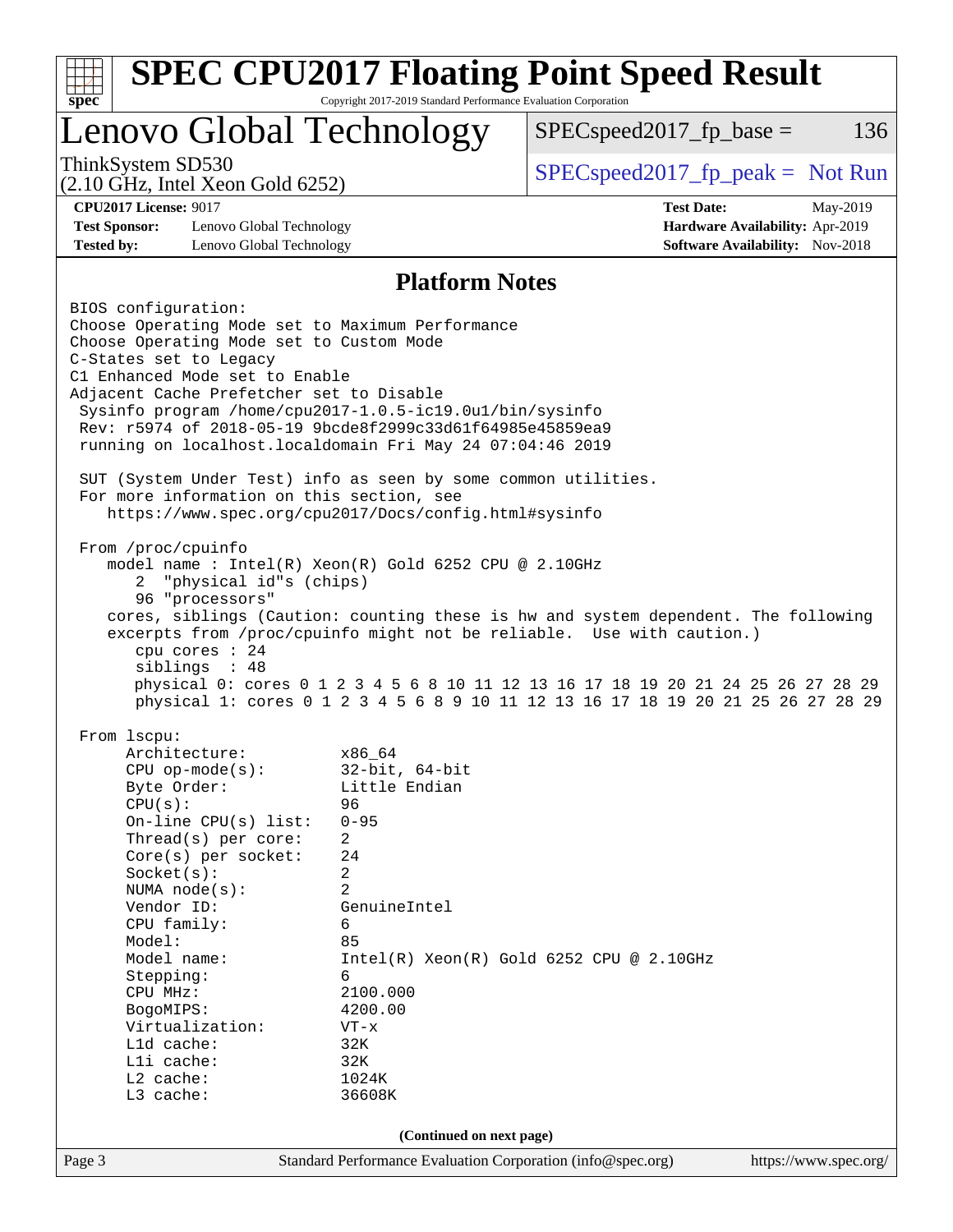# SPEC CPU2017 Floating Point Speed Result

Copyright 2017-2019 Standard Performance Evaluation Corporation

## Lenovo Global Technology

ThinkSystem SD530
(2.10 GHz, Intel Xeon Gold 6252)

SPECspeed2017_fp_base = 136

SPECspeed2017_fp_peak = Not Run

**CPU2017 License:** 9017
**Test Sponsor:** Lenovo Global Technology
**Tested by:** Lenovo Global Technology

**Test Date:** May-2019
**Hardware Availability:** Apr-2019
**Software Availability:** Nov-2018

### Platform Notes

```
BIOS configuration:
Choose Operating Mode set to Maximum Performance
Choose Operating Mode set to Custom Mode
C-States set to Legacy
C1 Enhanced Mode set to Enable
Adjacent Cache Prefetcher set to Disable
 Sysinfo program /home/cpu2017-1.0.5-ic19.0u1/bin/sysinfo
 Rev: r5974 of 2018-05-19 9bcde8f2999c33d61f64985e45859ea9
 running on localhost.localdomain Fri May 24 07:04:46 2019

 SUT (System Under Test) info as seen by some common utilities.
 For more information on this section, see
    https://www.spec.org/cpu2017/Docs/config.html#sysinfo

 From /proc/cpuinfo
    model name : Intel(R) Xeon(R) Gold 6252 CPU @ 2.10GHz
       2  "physical id"s (chips)
       96 "processors"
    cores, siblings (Caution: counting these is hw and system dependent. The following
    excerpts from /proc/cpuinfo might not be reliable.  Use with caution.)
       cpu cores : 24
       siblings  : 48
       physical 0: cores 0 1 2 3 4 5 6 8 10 11 12 13 16 17 18 19 20 21 24 25 26 27 28 29
       physical 1: cores 0 1 2 3 4 5 6 8 9 10 11 12 13 16 17 18 19 20 21 25 26 27 28 29

 From lscpu:
      Architecture:          x86_64
      CPU op-mode(s):        32-bit, 64-bit
      Byte Order:            Little Endian
      CPU(s):                96
      On-line CPU(s) list:   0-95
      Thread(s) per core:    2
      Core(s) per socket:    24
      Socket(s):             2
      NUMA node(s):          2
      Vendor ID:             GenuineIntel
      CPU family:            6
      Model:                 85
      Model name:            Intel(R) Xeon(R) Gold 6252 CPU @ 2.10GHz
      Stepping:              6
      CPU MHz:               2100.000
      BogoMIPS:              4200.00
      Virtualization:        VT-x
      L1d cache:             32K
      L1i cache:             32K
      L2 cache:              1024K
      L3 cache:              36608K
```

(Continued on next page)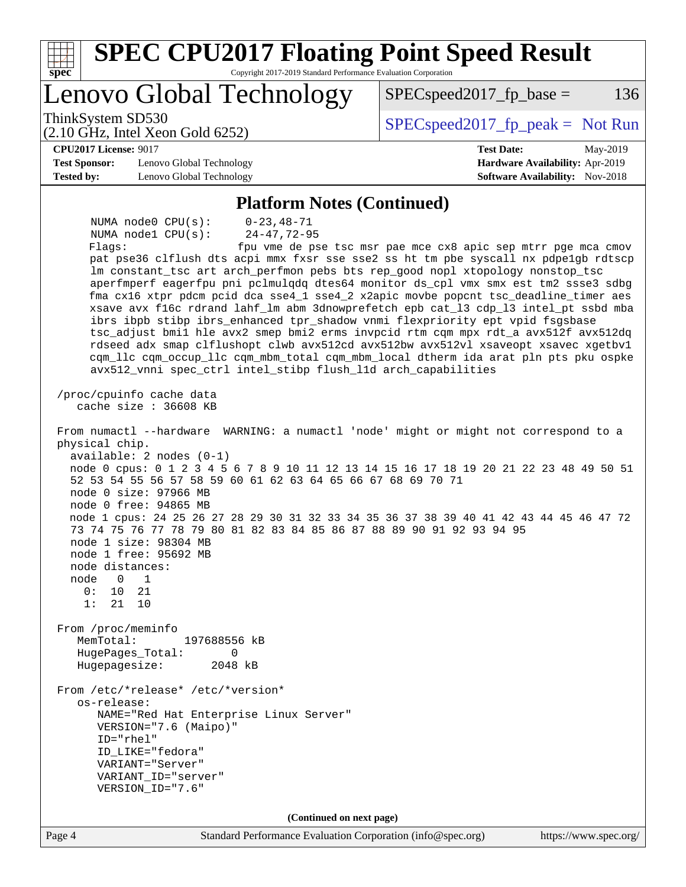## Platform Notes (Continued)

```
      NUMA node0 CPU(s):      0-23,48-71
      NUMA node1 CPU(s):      24-47,72-95
      Flags:                  fpu vme de pse tsc msr pae mce cx8 apic sep mtrr pge mca cmov
      pat pse36 clflush dts acpi mmx fxsr sse sse2 ss ht tm pbe syscall nx pdpe1gb rdtscp
      lm constant_tsc art arch_perfmon pebs bts rep_good nopl xtopology nonstop_tsc
      aperfmperf eagerfpu pni pclmulqdq dtes64 monitor ds_cpl vmx smx est tm2 ssse3 sdbg
      fma cx16 xtpr pdcm pcid dca sse4_1 sse4_2 x2apic movbe popcnt tsc_deadline_timer aes
      xsave avx f16c rdrand lahf_lm abm 3dnowprefetch epb cat_l3 cdp_l3 intel_pt ssbd mba
      ibrs ibpb stibp ibrs_enhanced tpr_shadow vnmi flexpriority ept vpid fsgsbase
      tsc_adjust bmi1 hle avx2 smep bmi2 erms invpcid rtm cqm mpx rdt_a avx512f avx512dq
      rdseed adx smap clflushopt clwb avx512cd avx512bw avx512vl xsaveopt xsavec xgetbv1
      cqm_llc cqm_occup_llc cqm_mbm_total cqm_mbm_local dtherm ida arat pln pts pku ospke
      avx512_vnni spec_ctrl intel_stibp flush_l1d arch_capabilities

 /proc/cpuinfo cache data
    cache size : 36608 KB

 From numactl --hardware  WARNING: a numactl 'node' might or might not correspond to a
 physical chip.
   available: 2 nodes (0-1)
   node 0 cpus: 0 1 2 3 4 5 6 7 8 9 10 11 12 13 14 15 16 17 18 19 20 21 22 23 48 49 50 51
   52 53 54 55 56 57 58 59 60 61 62 63 64 65 66 67 68 69 70 71
   node 0 size: 97966 MB
   node 0 free: 94865 MB
   node 1 cpus: 24 25 26 27 28 29 30 31 32 33 34 35 36 37 38 39 40 41 42 43 44 45 46 47 72
   73 74 75 76 77 78 79 80 81 82 83 84 85 86 87 88 89 90 91 92 93 94 95
   node 1 size: 98304 MB
   node 1 free: 95692 MB
   node distances:
   node   0   1
     0:  10  21
     1:  21  10

 From /proc/meminfo
    MemTotal:       197688556 kB
    HugePages_Total:       0
    Hugepagesize:       2048 kB

 From /etc/*release* /etc/*version*
    os-release:
       NAME="Red Hat Enterprise Linux Server"
       VERSION="7.6 (Maipo)"
       ID="rhel"
       ID_LIKE="fedora"
       VARIANT="Server"
       VARIANT_ID="server"
       VERSION_ID="7.6"
```

**(Continued on next page)**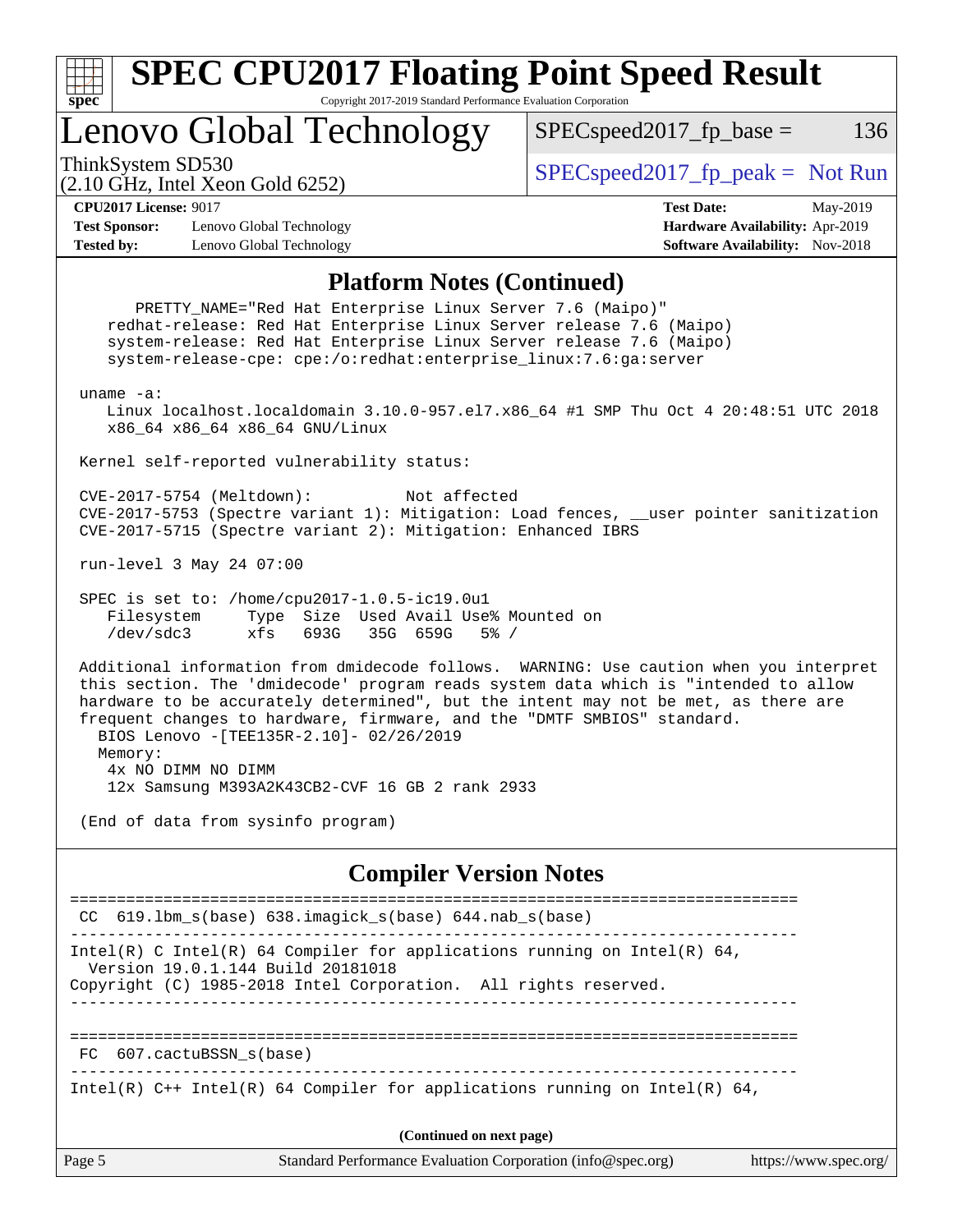## Platform Notes (Continued)

```
      PRETTY_NAME="Red Hat Enterprise Linux Server 7.6 (Maipo)"
    redhat-release: Red Hat Enterprise Linux Server release 7.6 (Maipo)
    system-release: Red Hat Enterprise Linux Server release 7.6 (Maipo)
    system-release-cpe: cpe:/o:redhat:enterprise_linux:7.6:ga:server

 uname -a:
    Linux localhost.localdomain 3.10.0-957.el7.x86_64 #1 SMP Thu Oct 4 20:48:51 UTC 2018
    x86_64 x86_64 x86_64 GNU/Linux

 Kernel self-reported vulnerability status:

 CVE-2017-5754 (Meltdown):          Not affected
 CVE-2017-5753 (Spectre variant 1): Mitigation: Load fences, __user pointer sanitization
 CVE-2017-5715 (Spectre variant 2): Mitigation: Enhanced IBRS

 run-level 3 May 24 07:00

 SPEC is set to: /home/cpu2017-1.0.5-ic19.0u1
    Filesystem     Type  Size  Used Avail Use% Mounted on
    /dev/sdc3      xfs   693G   35G  659G   5% /

 Additional information from dmidecode follows.  WARNING: Use caution when you interpret
 this section. The 'dmidecode' program reads system data which is "intended to allow
 hardware to be accurately determined", but the intent may not be met, as there are
 frequent changes to hardware, firmware, and the "DMTF SMBIOS" standard.
   BIOS Lenovo -[TEE135R-2.10]- 02/26/2019
   Memory:
    4x NO DIMM NO DIMM
    12x Samsung M393A2K43CB2-CVF 16 GB 2 rank 2933

 (End of data from sysinfo program)
```

## Compiler Version Notes

```
==============================================================================
 CC  619.lbm_s(base) 638.imagick_s(base) 644.nab_s(base)
------------------------------------------------------------------------------
Intel(R) C Intel(R) 64 Compiler for applications running on Intel(R) 64,
  Version 19.0.1.144 Build 20181018
Copyright (C) 1985-2018 Intel Corporation.  All rights reserved.
------------------------------------------------------------------------------

==============================================================================
 FC  607.cactuBSSN_s(base)
------------------------------------------------------------------------------
Intel(R) C++ Intel(R) 64 Compiler for applications running on Intel(R) 64,
```

(Continued on next page)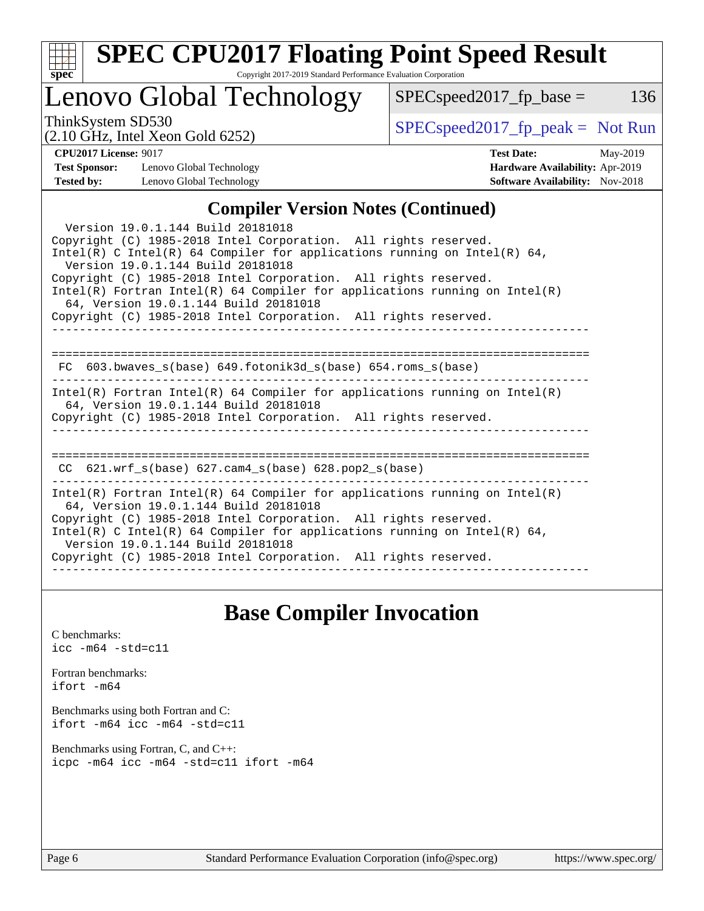# SPEC CPU2017 Floating Point Speed Result

Copyright 2017-2019 Standard Performance Evaluation Corporation

## Lenovo Global Technology

ThinkSystem SD530
(2.10 GHz, Intel Xeon Gold 6252)

SPECspeed2017_fp_base = 136

SPECspeed2017_fp_peak = Not Run

**CPU2017 License:** 9017
**Test Sponsor:** Lenovo Global Technology
**Tested by:** Lenovo Global Technology

**Test Date:** May-2019
**Hardware Availability:** Apr-2019
**Software Availability:** Nov-2018

## Compiler Version Notes (Continued)

```
  Version 19.0.1.144 Build 20181018
Copyright (C) 1985-2018 Intel Corporation.  All rights reserved.
Intel(R) C Intel(R) 64 Compiler for applications running on Intel(R) 64,
  Version 19.0.1.144 Build 20181018
Copyright (C) 1985-2018 Intel Corporation.  All rights reserved.
Intel(R) Fortran Intel(R) 64 Compiler for applications running on Intel(R)
  64, Version 19.0.1.144 Build 20181018
Copyright (C) 1985-2018 Intel Corporation.  All rights reserved.
------------------------------------------------------------------------------

==============================================================================
 FC  603.bwaves_s(base) 649.fotonik3d_s(base) 654.roms_s(base)
------------------------------------------------------------------------------
Intel(R) Fortran Intel(R) 64 Compiler for applications running on Intel(R)
  64, Version 19.0.1.144 Build 20181018
Copyright (C) 1985-2018 Intel Corporation.  All rights reserved.
------------------------------------------------------------------------------

==============================================================================
 CC  621.wrf_s(base) 627.cam4_s(base) 628.pop2_s(base)
------------------------------------------------------------------------------
Intel(R) Fortran Intel(R) 64 Compiler for applications running on Intel(R)
  64, Version 19.0.1.144 Build 20181018
Copyright (C) 1985-2018 Intel Corporation.  All rights reserved.
Intel(R) C Intel(R) 64 Compiler for applications running on Intel(R) 64,
  Version 19.0.1.144 Build 20181018
Copyright (C) 1985-2018 Intel Corporation.  All rights reserved.
------------------------------------------------------------------------------
```

## Base Compiler Invocation

C benchmarks:
`icc -m64 -std=c11`

Fortran benchmarks:
`ifort -m64`

Benchmarks using both Fortran and C:
`ifort -m64 icc -m64 -std=c11`

Benchmarks using Fortran, C, and C++:
`icpc -m64 icc -m64 -std=c11 ifort -m64`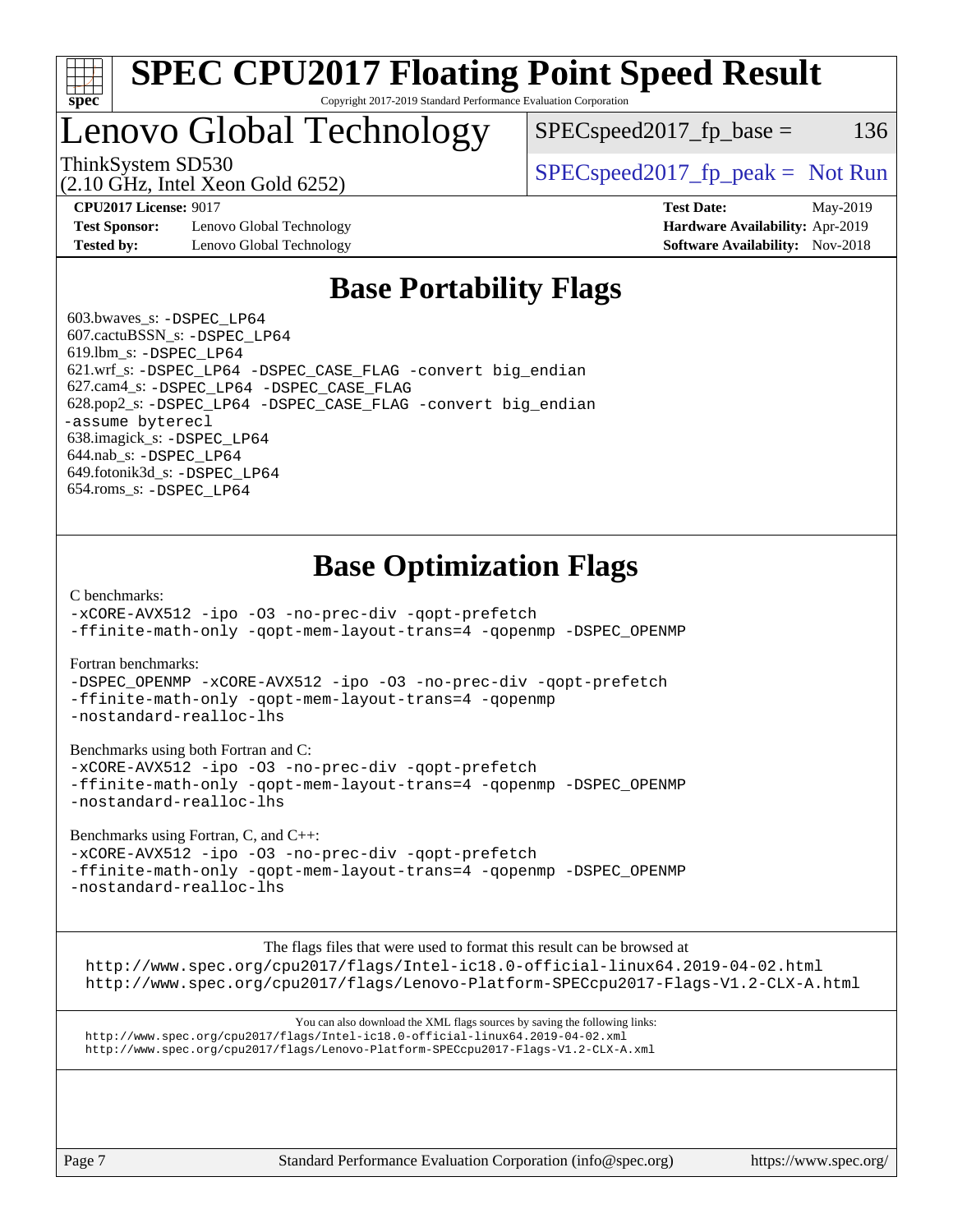# SPEC CPU2017 Floating Point Speed Result

Copyright 2017-2019 Standard Performance Evaluation Corporation

# Lenovo Global Technology

ThinkSystem SD530
(2.10 GHz, Intel Xeon Gold 6252)

SPECspeed2017_fp_base = 136

SPECspeed2017_fp_peak = Not Run

**CPU2017 License:** 9017
**Test Sponsor:** Lenovo Global Technology
**Tested by:** Lenovo Global Technology

**Test Date:** May-2019
**Hardware Availability:** Apr-2019
**Software Availability:** Nov-2018

## Base Portability Flags

603.bwaves_s: -DSPEC_LP64
607.cactuBSSN_s: -DSPEC_LP64
619.lbm_s: -DSPEC_LP64
621.wrf_s: -DSPEC_LP64 -DSPEC_CASE_FLAG -convert big_endian
627.cam4_s: -DSPEC_LP64 -DSPEC_CASE_FLAG
628.pop2_s: -DSPEC_LP64 -DSPEC_CASE_FLAG -convert big_endian -assume byterecl
638.imagick_s: -DSPEC_LP64
644.nab_s: -DSPEC_LP64
649.fotonik3d_s: -DSPEC_LP64
654.roms_s: -DSPEC_LP64

## Base Optimization Flags

C benchmarks:
-xCORE-AVX512 -ipo -O3 -no-prec-div -qopt-prefetch -ffinite-math-only -qopt-mem-layout-trans=4 -qopenmp -DSPEC_OPENMP

Fortran benchmarks:
-DSPEC_OPENMP -xCORE-AVX512 -ipo -O3 -no-prec-div -qopt-prefetch -ffinite-math-only -qopt-mem-layout-trans=4 -qopenmp -nostandard-realloc-lhs

Benchmarks using both Fortran and C:
-xCORE-AVX512 -ipo -O3 -no-prec-div -qopt-prefetch -ffinite-math-only -qopt-mem-layout-trans=4 -qopenmp -DSPEC_OPENMP -nostandard-realloc-lhs

Benchmarks using Fortran, C, and C++:
-xCORE-AVX512 -ipo -O3 -no-prec-div -qopt-prefetch -ffinite-math-only -qopt-mem-layout-trans=4 -qopenmp -DSPEC_OPENMP -nostandard-realloc-lhs

The flags files that were used to format this result can be browsed at
http://www.spec.org/cpu2017/flags/Intel-ic18.0-official-linux64.2019-04-02.html
http://www.spec.org/cpu2017/flags/Lenovo-Platform-SPECcpu2017-Flags-V1.2-CLX-A.html

You can also download the XML flags sources by saving the following links:
http://www.spec.org/cpu2017/flags/Intel-ic18.0-official-linux64.2019-04-02.xml
http://www.spec.org/cpu2017/flags/Lenovo-Platform-SPECcpu2017-Flags-V1.2-CLX-A.xml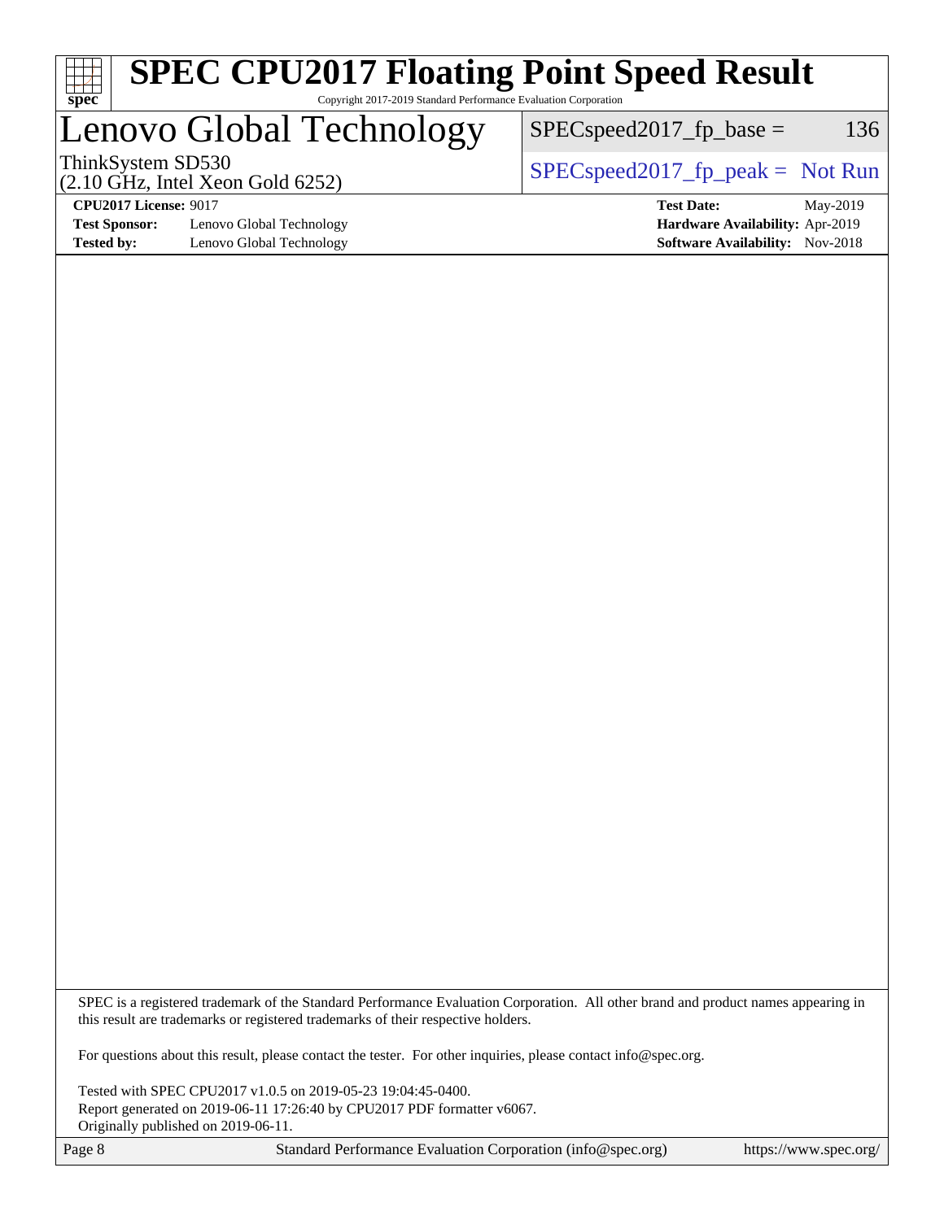SPEC is a registered trademark of the Standard Performance Evaluation Corporation. All other brand and product names appearing in this result are trademarks or registered trademarks of their respective holders.

For questions about this result, please contact the tester. For other inquiries, please contact info@spec.org.

Tested with SPEC CPU2017 v1.0.5 on 2019-05-23 19:04:45-0400.
Report generated on 2019-06-11 17:26:40 by CPU2017 PDF formatter v6067.
Originally published on 2019-06-11.